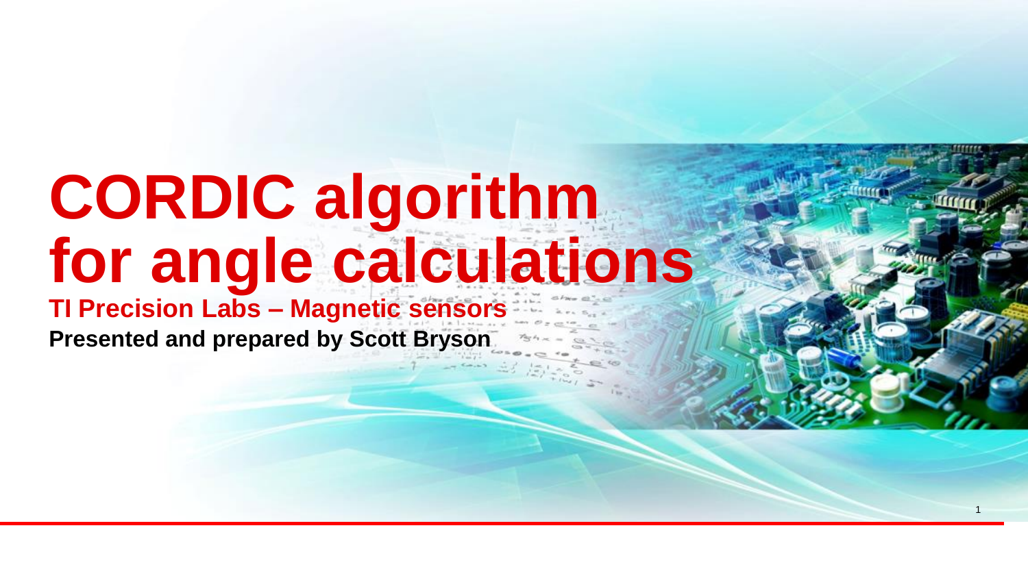# CORDIC algorithm for angle calculations

**TI Precision Labs – Magnetic sensors**

**Presented and prepared by Scott Bryson**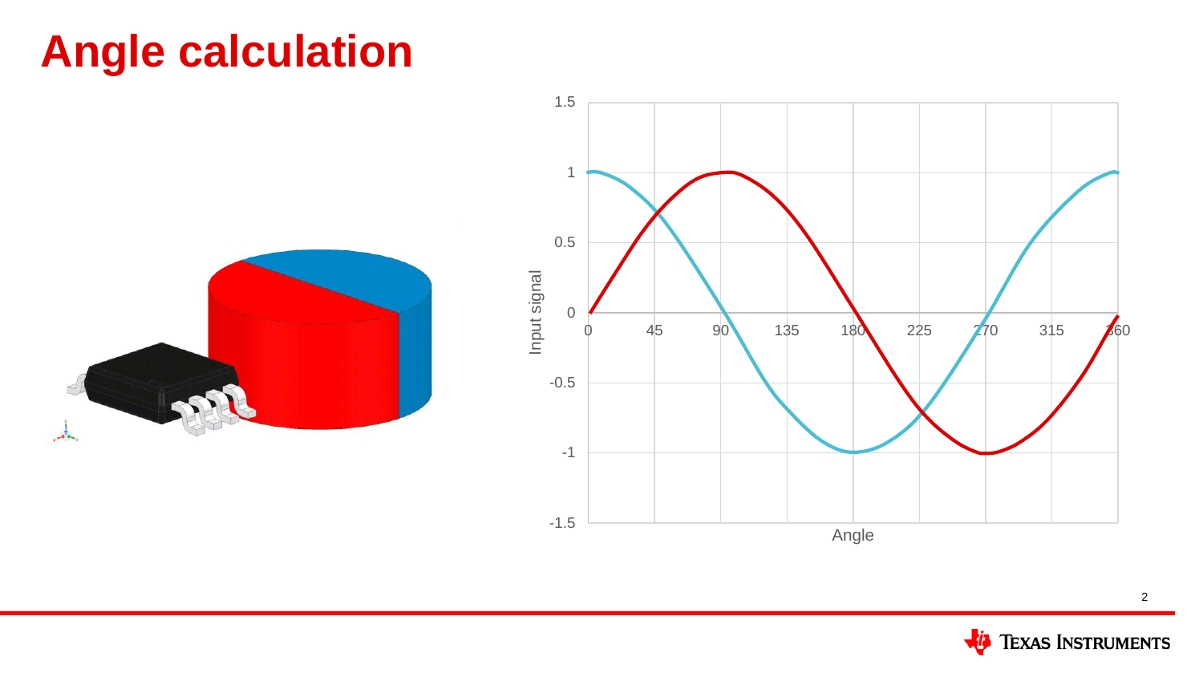# Angle calculation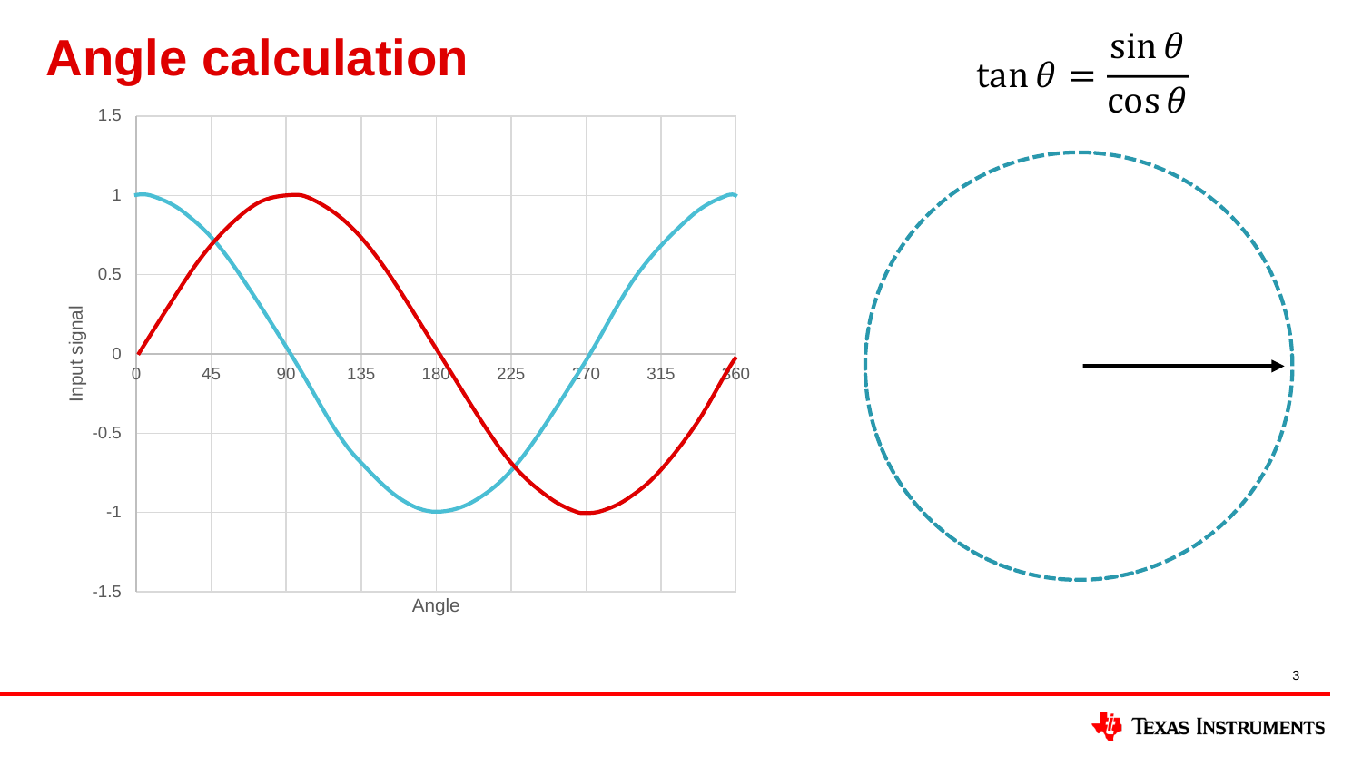# Angle calculation

$$\tan\theta = \frac{\sin\theta}{\cos\theta}$$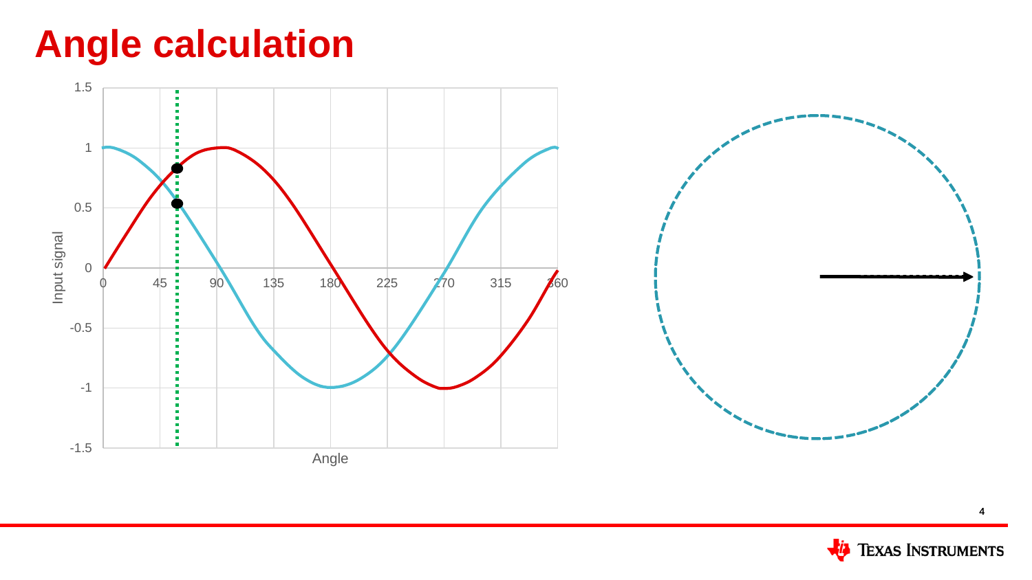# Angle calculation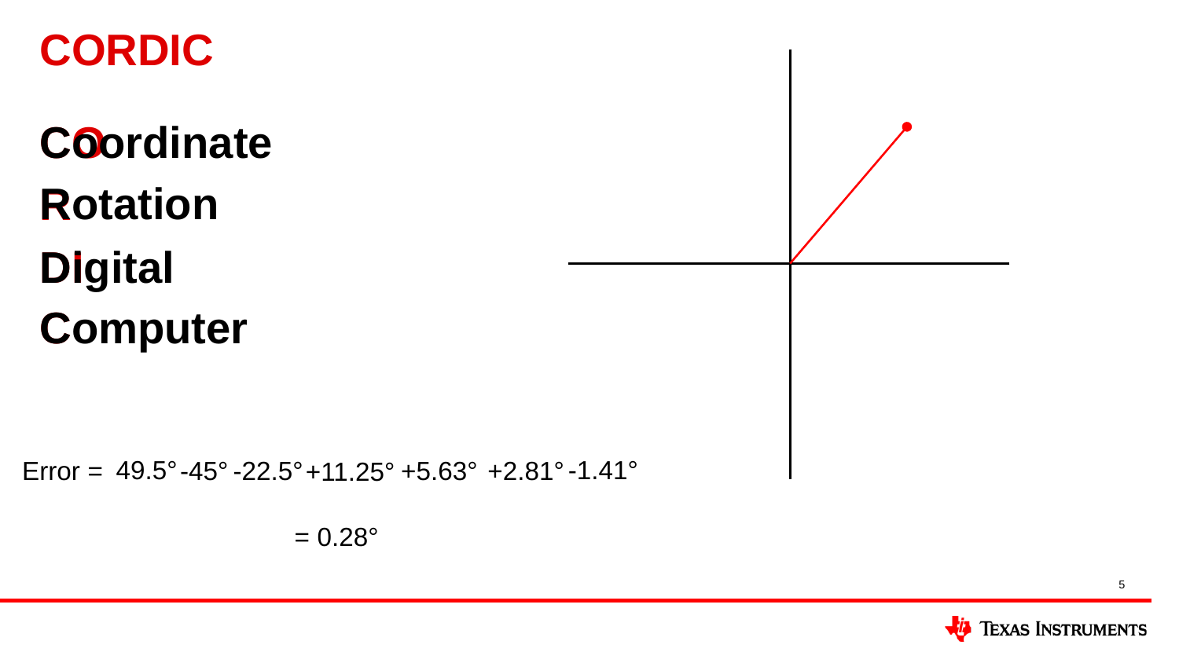# CORDIC

**Coordinate**

**Rotation**

**Digital**

**Computer**

Error = 49.5° -45° -22.5° +11.25° +5.63° +2.81° -1.41°

= 0.28°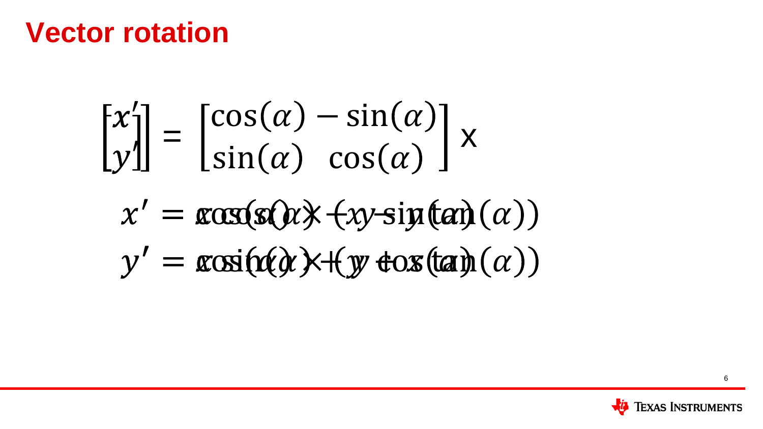# Vector rotation

$$\begin{bmatrix} x' \\ y' \end{bmatrix} = \begin{bmatrix} \cos(\alpha) & -\sin(\alpha) \\ \sin(\alpha) & \cos(\alpha) \end{bmatrix} \times$$

$$x' = x\cos(\alpha) - y\sin(\alpha)$$

$$y' = x\sin(\alpha) + y\cos(\alpha)$$

$$x' = \cos(\alpha) \times (x - y\tan(\alpha))$$

$$y' = \cos(\alpha) \times (y + x\tan(\alpha))$$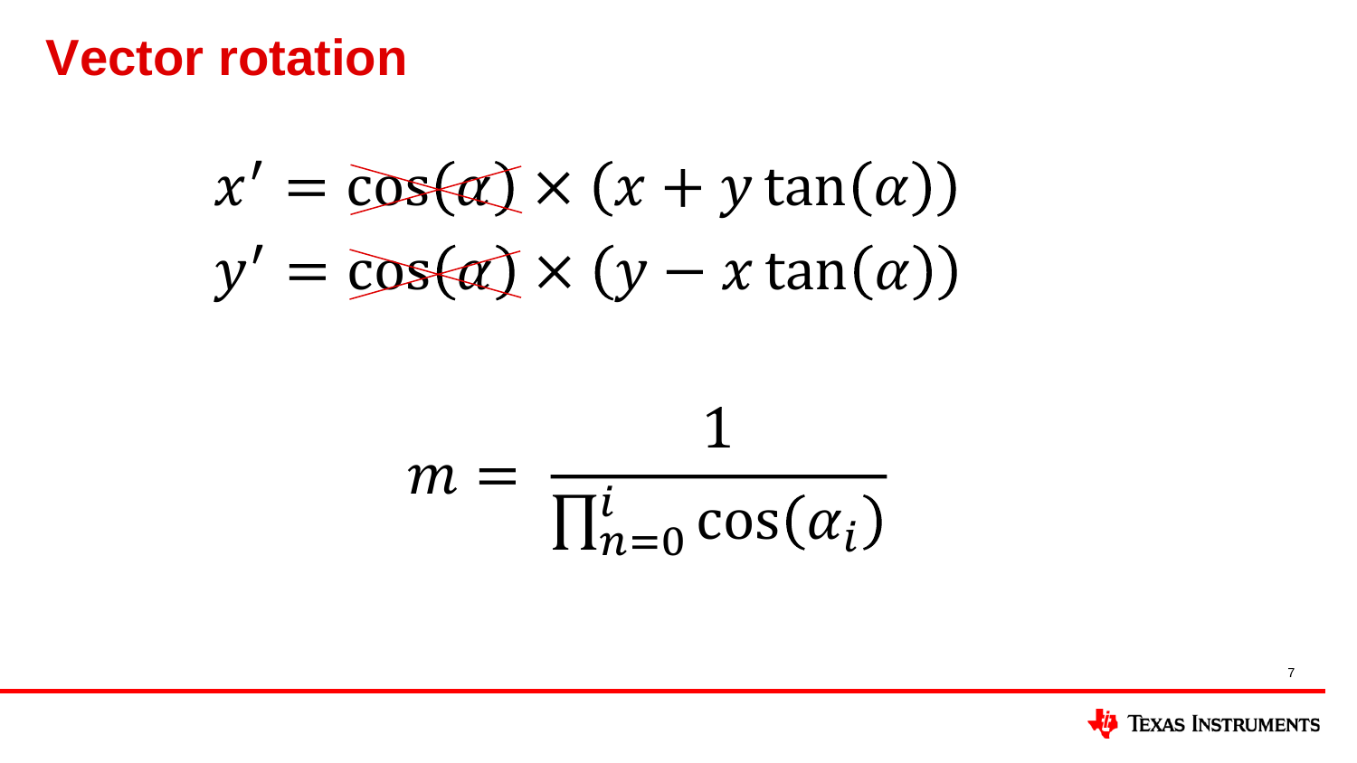# Vector rotation

$$x' = \cos(\alpha) \times (x + y\tan(\alpha))$$
$$y' = \cos(\alpha) \times (y - x\tan(\alpha))$$

$$m = \frac{1}{\prod_{n=0}^{i} \cos(\alpha_i)}$$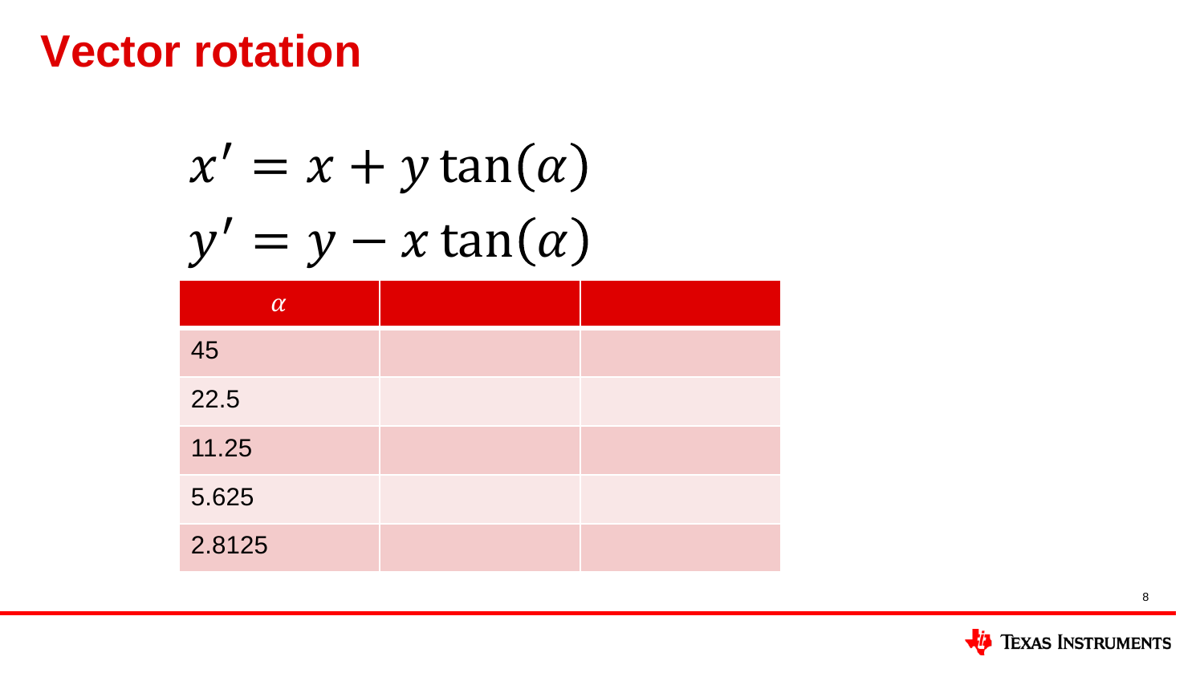# Vector rotation

$$x' = x + y\tan(\alpha)$$
$$y' = y - x\tan(\alpha)$$

| $\alpha$ | | |
|---|---|---|
| 45 | | |
| 22.5 | | |
| 11.25 | | |
| 5.625 | | |
| 2.8125 | | |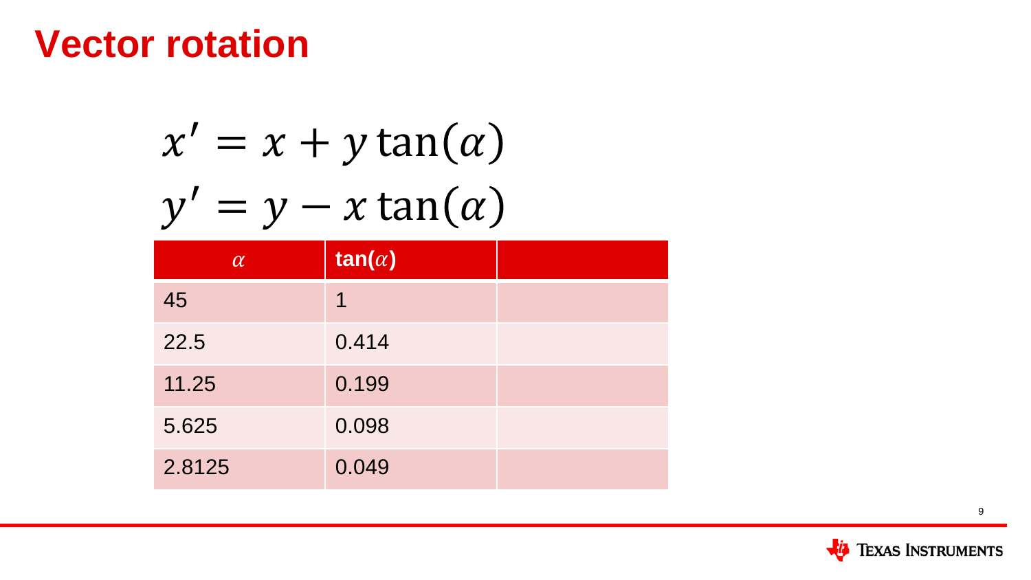# Vector rotation

$$x' = x + y\tan(\alpha)$$
$$y' = y - x\tan(\alpha)$$

| $\alpha$ | **tan($\alpha$)** | |
|---|---|---|
| 45 | 1 | |
| 22.5 | 0.414 | |
| 11.25 | 0.199 | |
| 5.625 | 0.098 | |
| 2.8125 | 0.049 | |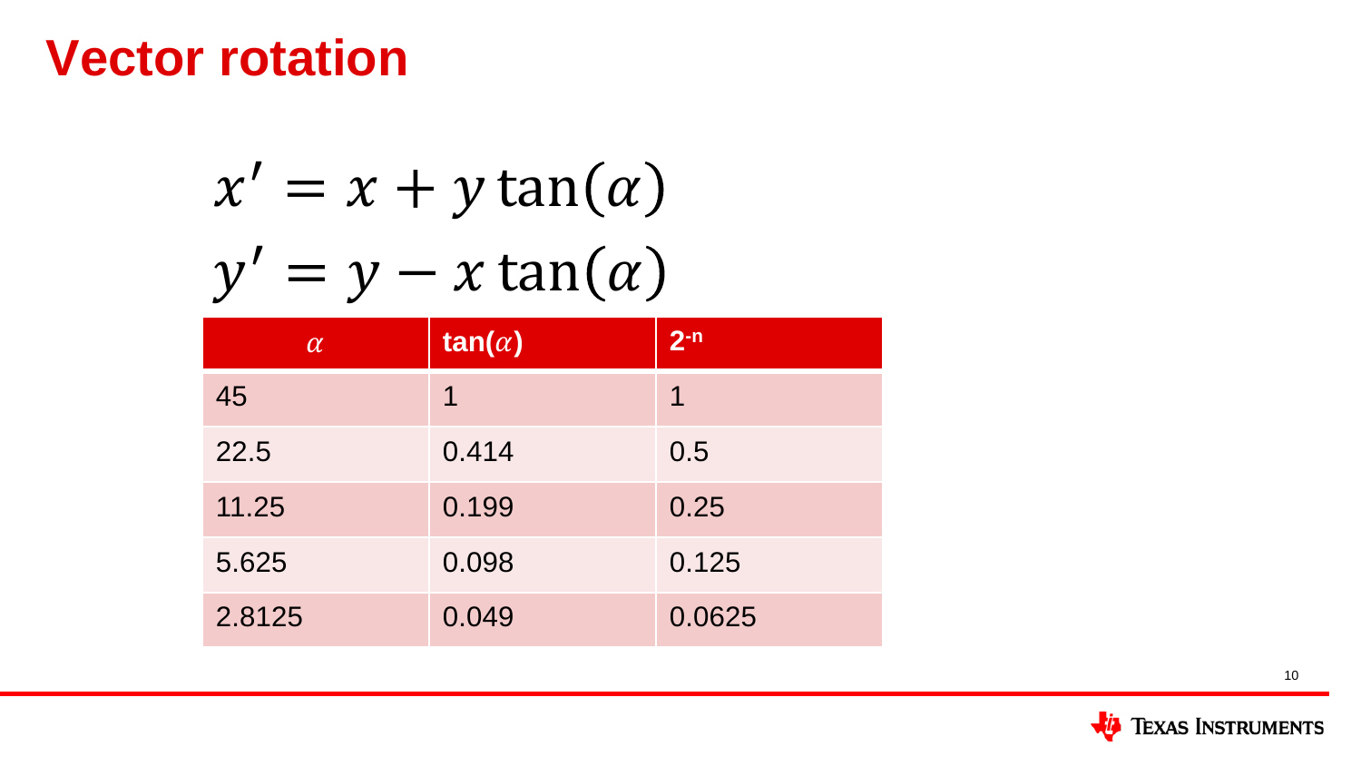# Vector rotation

$$x' = x + y\tan(\alpha)$$
$$y' = y - x\tan(\alpha)$$

| $\alpha$ | **tan($\alpha$)** | **$2^{-n}$** |
|---|---|---|
| 45 | 1 | 1 |
| 22.5 | 0.414 | 0.5 |
| 11.25 | 0.199 | 0.25 |
| 5.625 | 0.098 | 0.125 |
| 2.8125 | 0.049 | 0.0625 |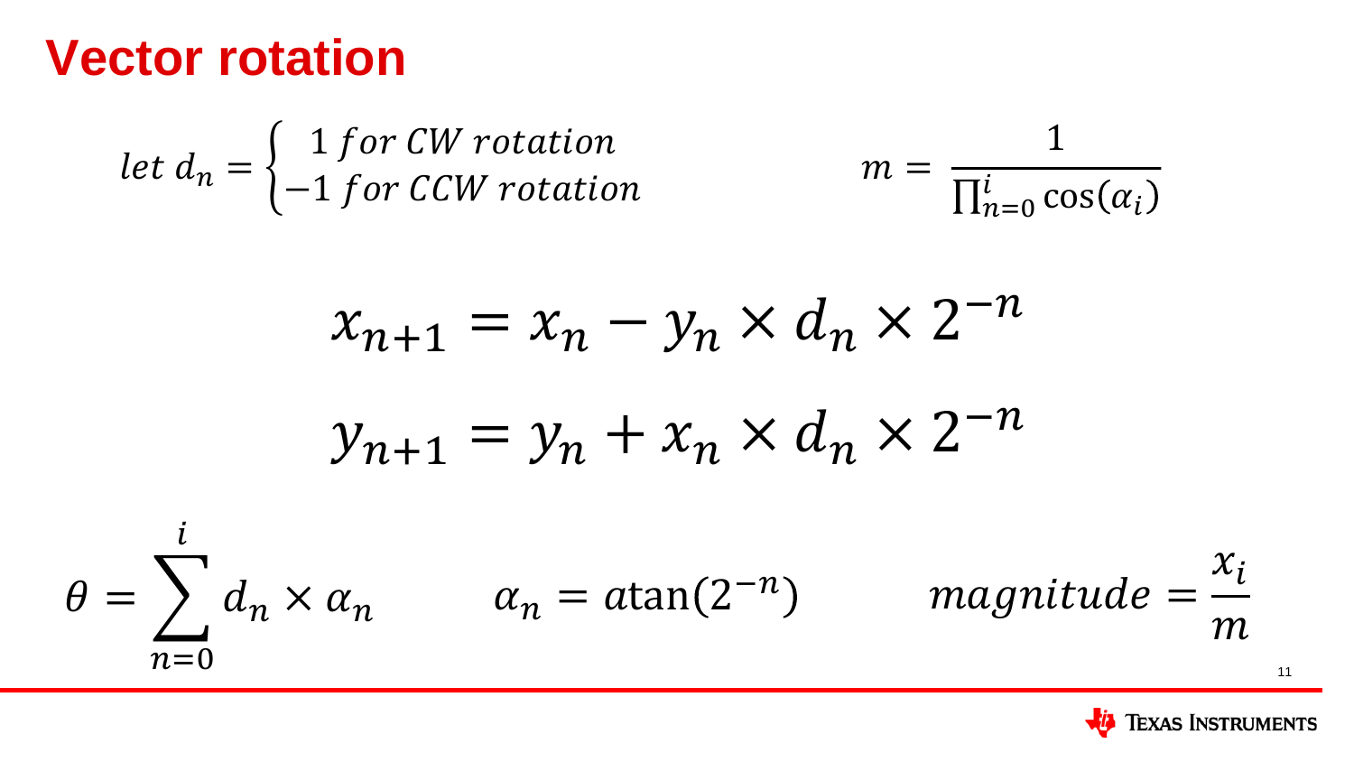# Vector rotation

$$let\ d_n = \begin{cases} 1\ for\ CW\ rotation \\ -1\ for\ CCW\ rotation \end{cases}$$

$$m = \frac{1}{\prod_{n=0}^{i} \cos(\alpha_i)}$$

$$x_{n+1} = x_n - y_n \times d_n \times 2^{-n}$$

$$y_{n+1} = y_n + x_n \times d_n \times 2^{-n}$$

$$\theta = \sum_{n=0}^{i} d_n \times \alpha_n$$

$$\alpha_n = atan(2^{-n})$$

$$magnitude = \frac{x_i}{m}$$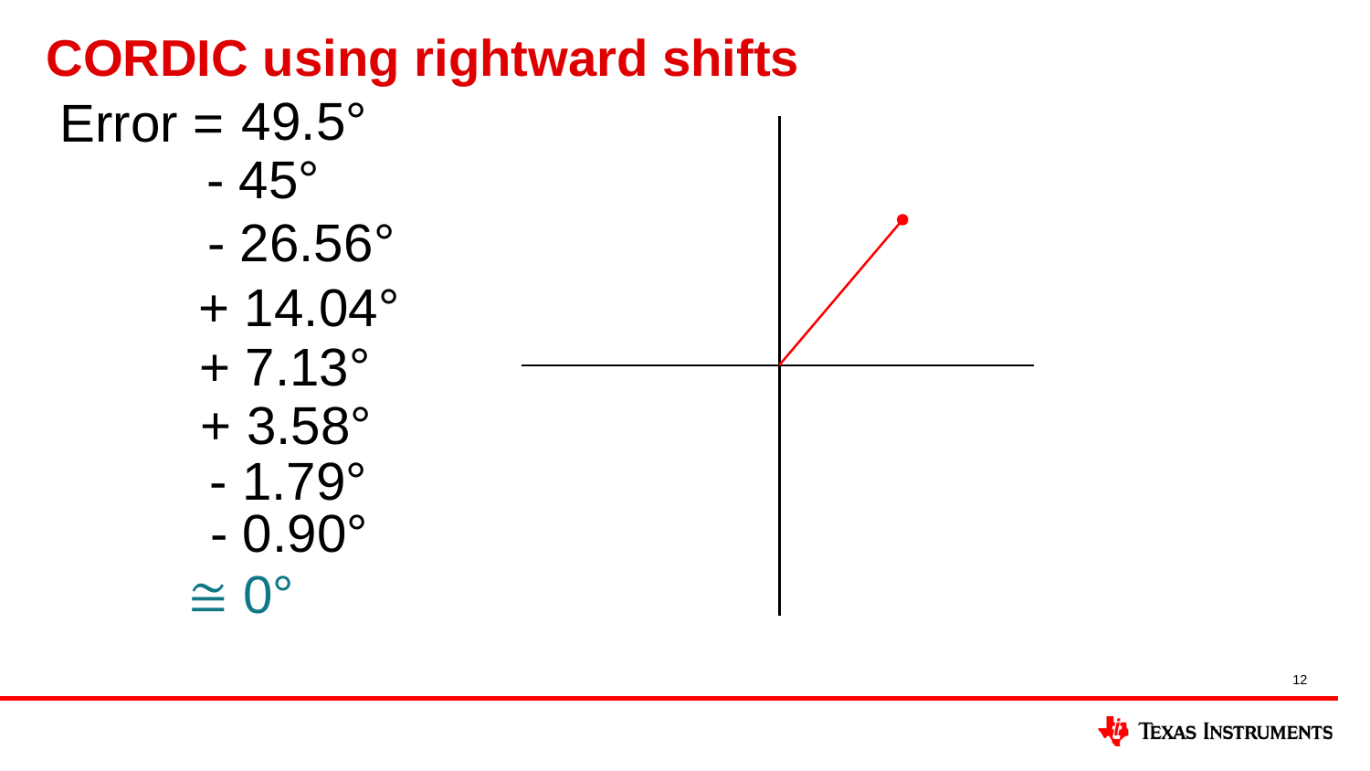# CORDIC using rightward shifts

Error = 49.5°
- 45°
- 26.56°
+ 14.04°
+ 7.13°
+ 3.58°
- 1.79°
- 0.90°

≅ 0°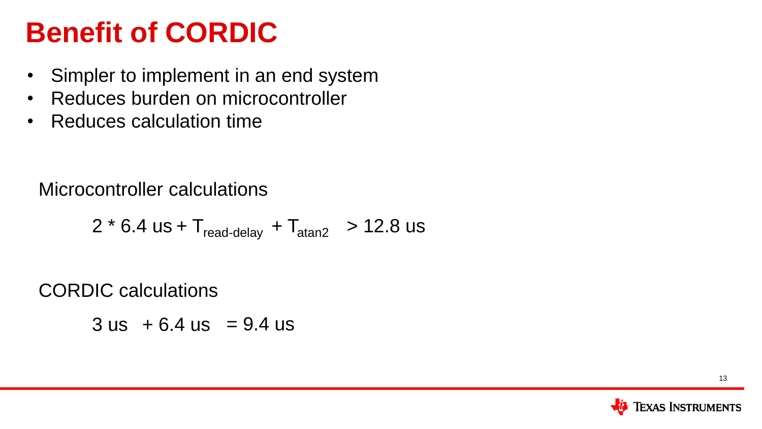# Benefit of CORDIC

- Simpler to implement in an end system
- Reduces burden on microcontroller
- Reduces calculation time

Microcontroller calculations

$$2 * 6.4\ \text{us} + T_{read\text{-}delay} + T_{atan2} > 12.8\ \text{us}$$

CORDIC calculations

$$3\ \text{us} + 6.4\ \text{us} = 9.4\ \text{us}$$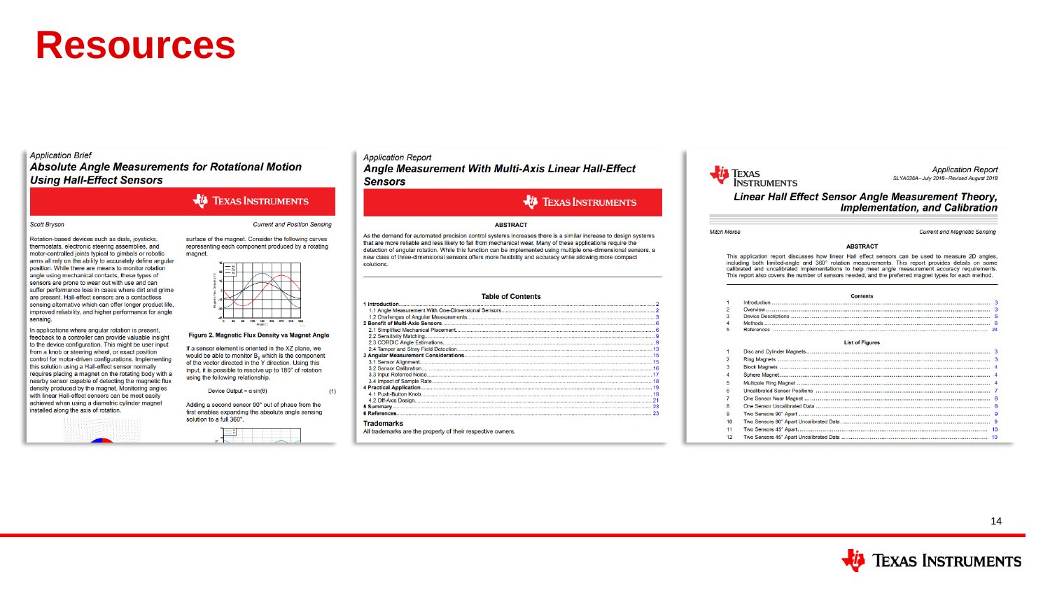# Resources

Application Brief

***Absolute Angle Measurements for Rotational Motion Using Hall-Effect Sensors***

TEXAS INSTRUMENTS

Scott Bryson — *Current and Position Sensing*

Rotation-based devices such as dials, joysticks, thermostats, electronic steering assemblies, and motor-controlled joints typical to gimbals or robotic arms all rely on the ability to accurately define angular position. While there are means to monitor rotation angle using mechanical contacts, these types of sensors are prone to wear out with use and can suffer performance loss in cases where dirt and grime are present. Hall-effect sensors are a contactless sensing alternative which can offer longer product life, improved reliability, and higher performance for angle sensing.

In applications where angular rotation is present, feedback to a controller can provide valuable insight to the device configuration. This might be user input from a knob or exact position control for motor-driven configurations. Implementing this solution using a Hall-effect sensor normally requires placing a magnet on the rotating body with a nearby sensor capable of detecting the magnetic flux density produced by the magnet. Monitoring angles with linear Hall-effect sensors can be most easily achieved when using a diametric cylinder magnet installed along the axis of rotation.

surface of the magnet. Consider the following curves representing each component produced by a rotating magnet.

Figure 2. Magnetic Flux Density vs Magnet Angle

If a sensor element is oriented in the XZ plane, we would be able to monitor $B_x$ which is the component of the vector directed in the Y direction. Using this input, it is possible to resolve up to 180° of rotation using the following relationship.

$$\text{Device Output} = \alpha \sin(\theta) \quad (1)$$

Adding a second sensor 90° out of phase from the first enables expanding the absolute angle sensing solution to a full 360°.

---

Application Report

***Angle Measurement With Multi-Axis Linear Hall-Effect Sensors***

TEXAS INSTRUMENTS

**ABSTRACT**

As the demand for automated precision control systems increases there is a similar increase to design systems that are more reliable and less likely to fail from mechanical wear. Many of these applications require the detection of angular rotation. While this function can be implemented using multiple one-dimensional sensors, a new class of three-dimensional sensors offers more flexibility and accuracy while allowing more compact solutions.

**Table of Contents**

1 Introduction .... 2
- 1.1 Angle Measurement With One-Dimensional Sensors .... 2
- 1.2 Challenges of Angular Measurements .... 3

2 Benefit of Multi-Axis Sensors .... 6
- 2.1 Simplified Mechanical Placement .... 6
- 2.2 Sensitivity Matching .... 9
- 2.3 CORDIC Angle Estimations .... 9
- 2.4 Tamper and Stray Field Detection .... 13

3 Angular Measurement Considerations .... 15
- 3.1 Sensor Alignment .... 15
- 3.2 Sensor Calibration .... 16
- 3.3 Input Referred Noise .... 17
- 3.4 Impact of Sample Rate .... 18

4 Practical Application .... 19
- 4.1 Push-Button Knob .... 19
- 4.2 Off-Axis Design .... 21

5 Summary .... 23

6 References .... 23

**Trademarks**

All trademarks are the property of their respective owners.

---

TEXAS INSTRUMENTS

*Application Report*

*SLYA036A–July 2018–Revised August 2018*

***Linear Hall Effect Sensor Angle Measurement Theory, Implementation, and Calibration***

Mitch Morse — *Current and Magnetic Sensing*

**ABSTRACT**

This application report discusses how linear Hall effect sensors can be used to measure 2D angles, including both limited-angle and 360° rotation measurements. This report provides details on some calibrated and uncalibrated implementations to help meet angle measurement accuracy requirements. This report also covers the number of sensors needed, and the preferred magnet types for each method.

**Contents**

| | | |
|---|---|---|
| 1 | Introduction | 3 |
| 2 | Overview | 3 |
| 3 | Device Descriptions | 5 |
| 4 | Methods | 6 |
| 5 | References | 24 |

**List of Figures**

| | | |
|---|---|---|
| 1 | Disc and Cylinder Magnets | 3 |
| 2 | Ring Magnets | 3 |
| 3 | Block Magnets | 4 |
| 4 | Sphere Magnet | 4 |
| 5 | Multipole Ring Magnet | 4 |
| 6 | Uncalibrated Sensor Positions | 7 |
| 7 | One Sensor Near Magnet | 8 |
| 8 | One Sensor Uncalibrated Data | 8 |
| 9 | Two Sensors 90° Apart | 9 |
| 10 | Two Sensors 90° Apart Uncalibrated Data | 9 |
| 11 | Two Sensors 45° Apart | 10 |
| 12 | Two Sensors 45° Apart Uncalibrated Data | 10 |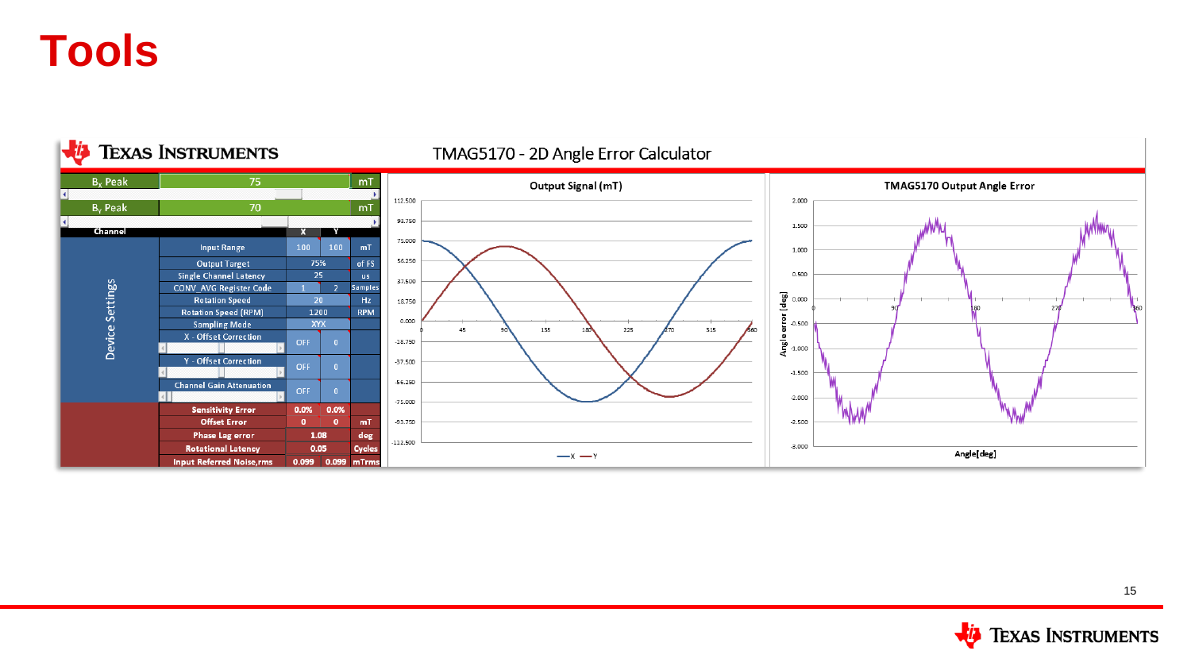# Tools

TMAG5170 - 2D Angle Error Calculator

| | | | |
|---|---|---|---|
| $B_X$ Peak | 75 | | mT |
| $B_Y$ Peak | 70 | | mT |
| Channel | X | Y | |
| Input Range | 100 | 100 | mT |
| Output Target | 75% | | of FS |
| Single Channel Latency | 25 | | us |
| CONV_AVG Register Code | 1 | 2 | Samples |
| Rotation Speed | 20 | | Hz |
| Rotation Speed (RPM) | 1200 | | RPM |
| Sampling Mode | XYX | | |
| X - Offset Correction | OFF | 0 | |
| Y - Offset Correction | OFF | 0 | |
| Channel Gain Attenuation | OFF | 0 | |
| Sensitivity Error | 0.0% | 0.0% | |
| Offset Error | 0 | 0 | mT |
| Phase Lag error | 1.08 | | deg |
| Rotational Latency | 0.05 | | Cycles |
| Input Referred Noise,rms | 0.099 | 0.099 | mTrms |

Output Signal (mT)

TMAG5170 Output Angle Error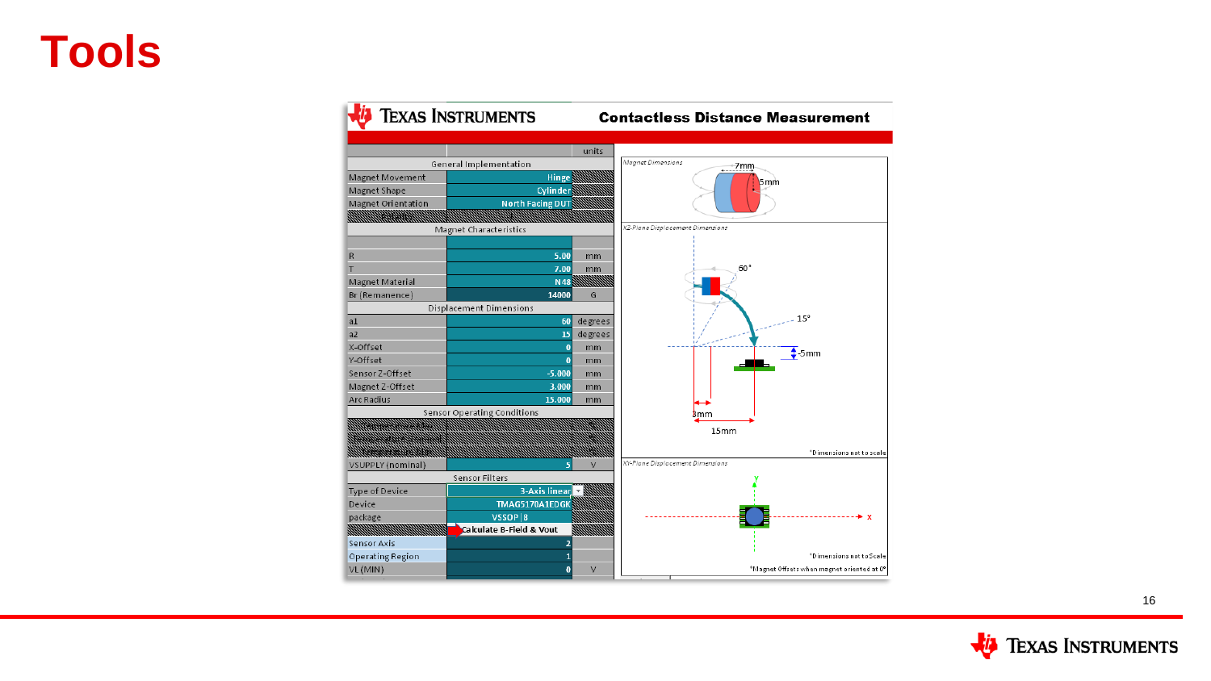# Tools

**TEXAS INSTRUMENTS** — **Contactless Distance Measurement**

| | | units |
|---|---|---|
| General Implementation | | |
| Magnet Movement | Hinge | |
| Magnet Shape | Cylinder | |
| Magnet Orientation | North Facing DUT | |
| Magnet Characteristics | | |
| R | 5.00 | mm |
| T | 7.00 | mm |
| Magnet Material | N48 | |
| Br (Remanence) | 14000 | G |
| Displacement Dimensions | | |
| a1 | 60 | degrees |
| a2 | 15 | degrees |
| X-Offset | 0 | mm |
| Y-Offset | 0 | mm |
| Sensor Z-Offset | -5.000 | mm |
| Magnet Z-Offset | 3.000 | mm |
| Arc Radius | 15.000 | mm |
| Sensor Operating Conditions | | |
| VSUPPLY (nominal) | 5 | V |
| Sensor Filters | | |
| Type of Device | 3-Axis linear | |
| Device | TMAG5170A1EDGK | |
| package | VSSOP \| 8 | |
| | Calculate B-Field & Vout | |
| Sensor Axis | 2 | |
| Operating Region | 1 | |
| VL (MIN) | 0 | V |

Magnet Dimensions: 7mm, 5mm

XZ-Plane Displacement Dimensions: 60°, 15°, -5mm, 3mm, 15mm

*Dimensions not to scale

XY-Plane Displacement Dimensions: y, x

*Dimensions not to Scale

*Magnet Offsets when magnet oriented at 0°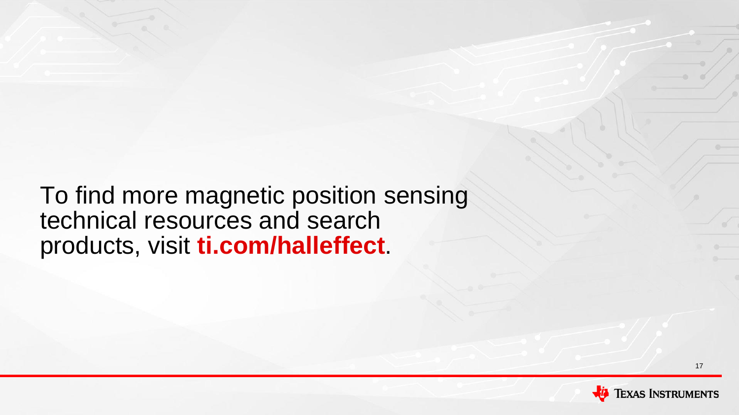To find more magnetic position sensing technical resources and search products, visit **ti.com/halleffect**.